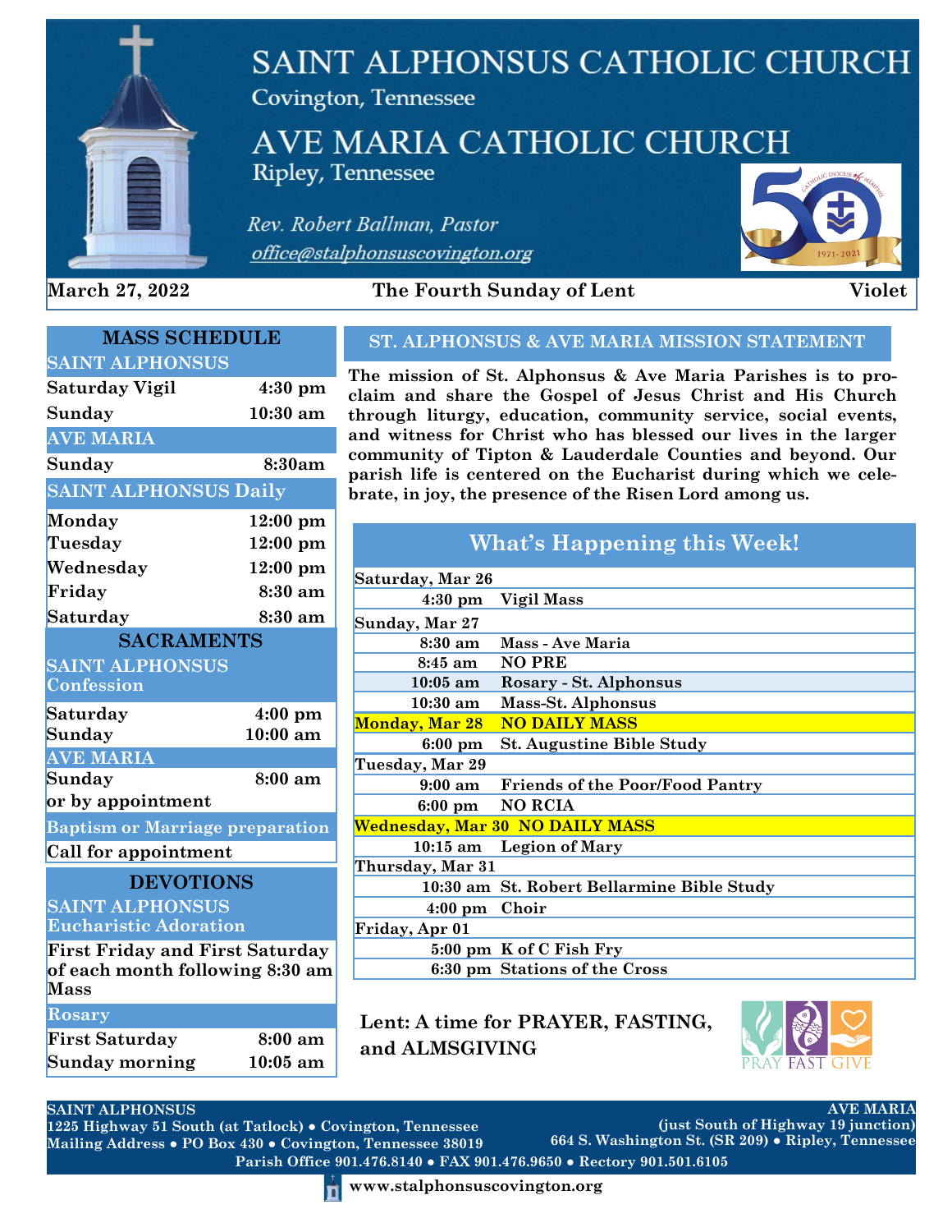# SAINT ALPHONSUS CATHOLIC CHURCH

Covington, Tennessee

# AVE MARIA CATHOLIC CHURCH

Ripley, Tennessee

*Rev. Robert Ballman, Pastor*

*office@stalphonsuscovington.org*

**March 27, 2022** — **The Fourth Sunday of Lent** — **Violet**

## MASS SCHEDULE

| SAINT ALPHONSUS | |
|---|---|
| Saturday Vigil | 4:30 pm |
| Sunday | 10:30 am |
| **AVE MARIA** | |
| Sunday | 8:30am |
| **SAINT ALPHONSUS Daily** | |
| Monday | 12:00 pm |
| Tuesday | 12:00 pm |
| Wednesday | 12:00 pm |
| Friday | 8:30 am |
| Saturday | 8:30 am |

## SACRAMENTS

| SAINT ALPHONSUS Confession | |
|---|---|
| Saturday | 4:00 pm |
| Sunday | 10:00 am |
| **AVE MARIA** | |
| Sunday | 8:00 am |
| or by appointment | |
| **Baptism or Marriage preparation** | |
| Call for appointment | |

## DEVOTIONS

**SAINT ALPHONSUS Eucharistic Adoration**

First Friday and First Saturday of each month following 8:30 am Mass

| Rosary | |
|---|---|
| First Saturday | 8:00 am |
| Sunday morning | 10:05 am |

## ST. ALPHONSUS & AVE MARIA MISSION STATEMENT

**The mission of St. Alphonsus & Ave Maria Parishes is to proclaim and share the Gospel of Jesus Christ and His Church through liturgy, education, community service, social events, and witness for Christ who has blessed our lives in the larger community of Tipton & Lauderdale Counties and beyond. Our parish life is centered on the Eucharist during which we celebrate, in joy, the presence of the Risen Lord among us.**

## What's Happening this Week!

| | |
|---|---|
| **Saturday, Mar 26** | |
| 4:30 pm | Vigil Mass |
| **Sunday, Mar 27** | |
| 8:30 am | Mass - Ave Maria |
| 8:45 am | NO PRE |
| 10:05 am | Rosary - St. Alphonsus |
| 10:30 am | Mass-St. Alphonsus |
| **Monday, Mar 28** | NO DAILY MASS |
| 6:00 pm | St. Augustine Bible Study |
| **Tuesday, Mar 29** | |
| 9:00 am | Friends of the Poor/Food Pantry |
| 6:00 pm | NO RCIA |
| **Wednesday, Mar 30** | NO DAILY MASS |
| 10:15 am | Legion of Mary |
| **Thursday, Mar 31** | |
| 10:30 am | St. Robert Bellarmine Bible Study |
| 4:00 pm | Choir |
| **Friday, Apr 01** | |
| 5:00 pm | K of C Fish Fry |
| 6:30 pm | Stations of the Cross |

**Lent: A time for PRAYER, FASTING, and ALMSGIVING**

PRAY FAST GIVE

**SAINT ALPHONSUS**
1225 Highway 51 South (at Tatlock) ● Covington, Tennessee
Mailing Address ● PO Box 430 ● Covington, Tennessee 38019

**AVE MARIA**
(just South of Highway 19 junction)
664 S. Washington St. (SR 209) ● Ripley, Tennessee

Parish Office 901.476.8140 ● FAX 901.476.9650 ● Rectory 901.501.6105

www.stalphonsuscovington.org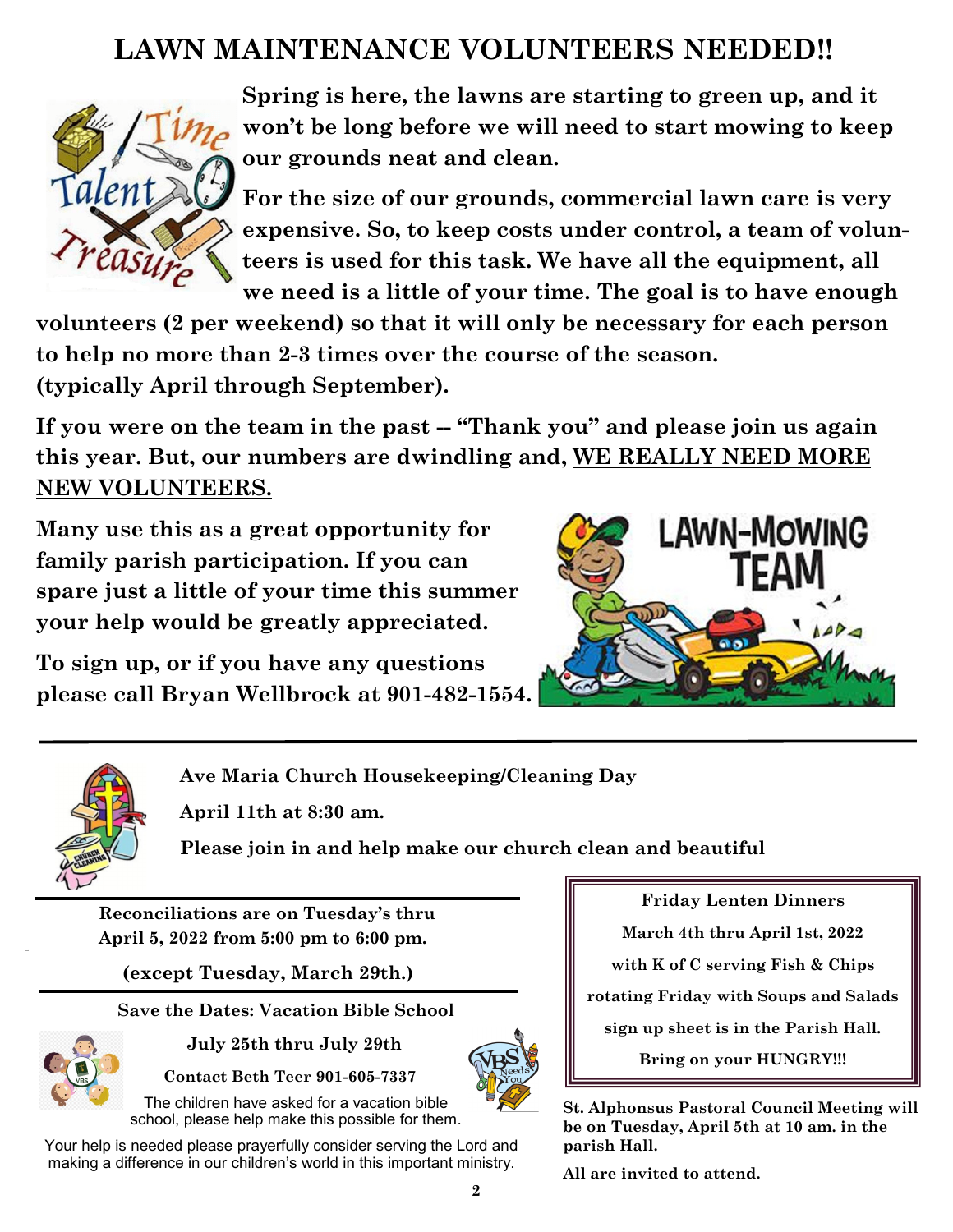# LAWN MAINTENANCE VOLUNTEERS NEEDED!!

**Spring is here, the lawns are starting to green up, and it won't be long before we will need to start mowing to keep our grounds neat and clean.**

**For the size of our grounds, commercial lawn care is very expensive. So, to keep costs under control, a team of volunteers is used for this task. We have all the equipment, all we need is a little of your time. The goal is to have enough volunteers (2 per weekend) so that it will only be necessary for each person to help no more than 2-3 times over the course of the season. (typically April through September).**

**If you were on the team in the past -- "Thank you" and please join us again this year. But, our numbers are dwindling and, <u>WE REALLY NEED MORE NEW VOLUNTEERS.</u>**

**Many use this as a great opportunity for family parish participation. If you can spare just a little of your time this summer your help would be greatly appreciated.**

**To sign up, or if you have any questions please call Bryan Wellbrock at 901-482-1554.**

---

**Ave Maria Church Housekeeping/Cleaning Day**

**April 11th at 8:30 am.**

**Please join in and help make our church clean and beautiful**

---

**Reconciliations are on Tuesday's thru April 5, 2022 from 5:00 pm to 6:00 pm.**

**(except Tuesday, March 29th.)**

---

**Save the Dates: Vacation Bible School**

**July 25th thru July 29th**

**Contact Beth Teer 901-605-7337**

The children have asked for a vacation bible school, please help make this possible for them.

Your help is needed please prayerfully consider serving the Lord and making a difference in our children's world in this important ministry.

---

**Friday Lenten Dinners**

**March 4th thru April 1st, 2022**

**with K of C serving Fish & Chips**

**rotating Friday with Soups and Salads**

**sign up sheet is in the Parish Hall.**

**Bring on your HUNGRY!!!**

---

**St. Alphonsus Pastoral Council Meeting will be on Tuesday, April 5th at 10 am. in the parish Hall.**

**All are invited to attend.**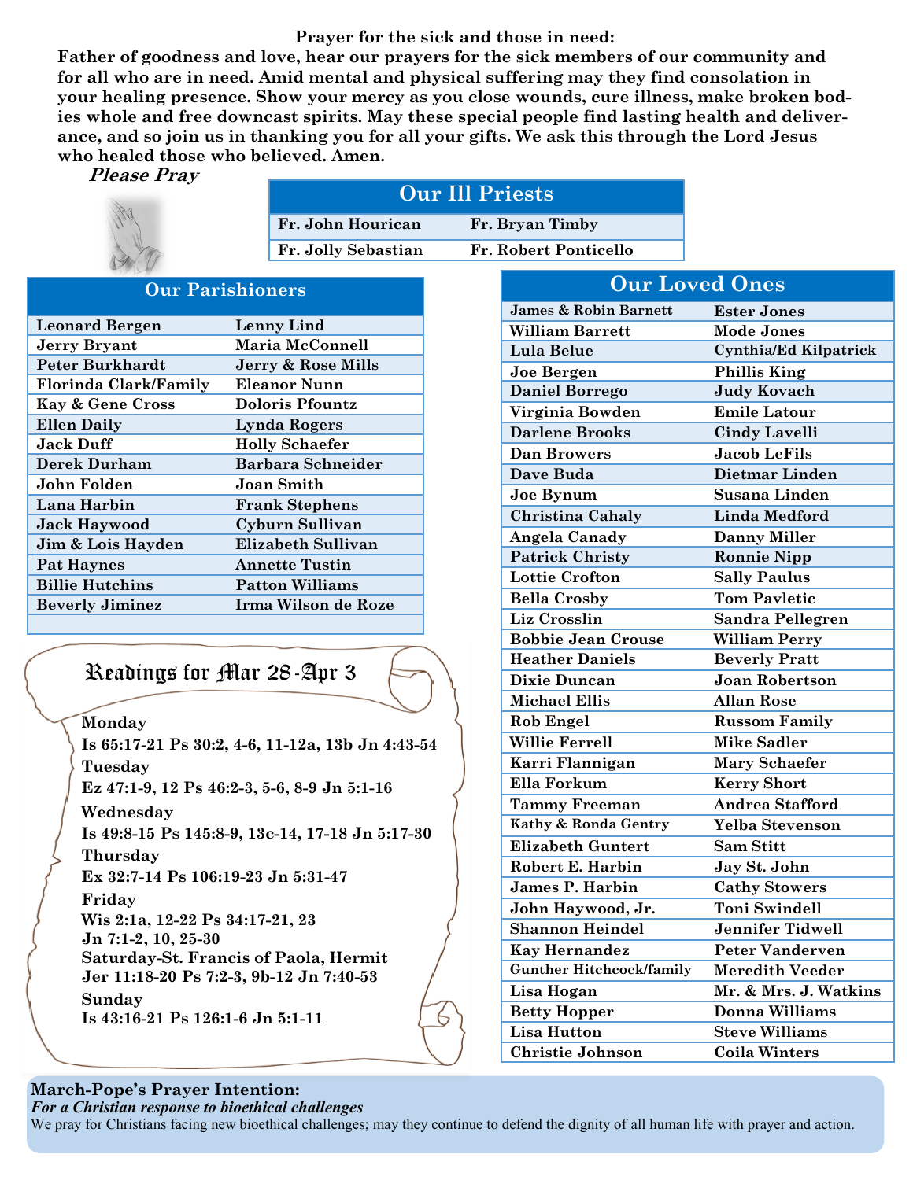**Prayer for the sick and those in need:**

**Father of goodness and love, hear our prayers for the sick members of our community and for all who are in need. Amid mental and physical suffering may they find consolation in your healing presence. Show your mercy as you close wounds, cure illness, make broken bodies whole and free downcast spirits. May these special people find lasting health and deliverance, and so join us in thanking you for all your gifts. We ask this through the Lord Jesus who healed those who believed. Amen.**

***Please Pray***

## Our Ill Priests

| | |
|---|---|
| Fr. John Hourican | Fr. Bryan Timby |
| Fr. Jolly Sebastian | Fr. Robert Ponticello |

## Our Parishioners

| | |
|---|---|
| Leonard Bergen | Lenny Lind |
| Jerry Bryant | Maria McConnell |
| Peter Burkhardt | Jerry & Rose Mills |
| Florinda Clark/Family | Eleanor Nunn |
| Kay & Gene Cross | Doloris Pfountz |
| Ellen Daily | Lynda Rogers |
| Jack Duff | Holly Schaefer |
| Derek Durham | Barbara Schneider |
| John Folden | Joan Smith |
| Lana Harbin | Frank Stephens |
| Jack Haywood | Cyburn Sullivan |
| Jim & Lois Hayden | Elizabeth Sullivan |
| Pat Haynes | Annette Tustin |
| Billie Hutchins | Patton Williams |
| Beverly Jiminez | Irma Wilson de Roze |

## Readings for Mar 28-Apr 3

**Monday**
Is 65:17-21 Ps 30:2, 4-6, 11-12a, 13b Jn 4:43-54

**Tuesday**
Ez 47:1-9, 12 Ps 46:2-3, 5-6, 8-9 Jn 5:1-16

**Wednesday**
Is 49:8-15 Ps 145:8-9, 13c-14, 17-18 Jn 5:17-30

**Thursday**
Ex 32:7-14 Ps 106:19-23 Jn 5:31-47

**Friday**
Wis 2:1a, 12-22 Ps 34:17-21, 23
Jn 7:1-2, 10, 25-30

**Saturday-St. Francis of Paola, Hermit**
Jer 11:18-20 Ps 7:2-3, 9b-12 Jn 7:40-53

**Sunday**
Is 43:16-21 Ps 126:1-6 Jn 5:1-11

## Our Loved Ones

| | |
|---|---|
| James & Robin Barnett | Ester Jones |
| William Barrett | Mode Jones |
| Lula Belue | Cynthia/Ed Kilpatrick |
| Joe Bergen | Phillis King |
| Daniel Borrego | Judy Kovach |
| Virginia Bowden | Emile Latour |
| Darlene Brooks | Cindy Lavelli |
| Dan Browers | Jacob LeFils |
| Dave Buda | Dietmar Linden |
| Joe Bynum | Susana Linden |
| Christina Cahaly | Linda Medford |
| Angela Canady | Danny Miller |
| Patrick Christy | Ronnie Nipp |
| Lottie Crofton | Sally Paulus |
| Bella Crosby | Tom Pavletic |
| Liz Crosslin | Sandra Pellegren |
| Bobbie Jean Crouse | William Perry |
| Heather Daniels | Beverly Pratt |
| Dixie Duncan | Joan Robertson |
| Michael Ellis | Allan Rose |
| Rob Engel | Russom Family |
| Willie Ferrell | Mike Sadler |
| Karri Flannigan | Mary Schaefer |
| Ella Forkum | Kerry Short |
| Tammy Freeman | Andrea Stafford |
| Kathy & Ronda Gentry | Yelba Stevenson |
| Elizabeth Guntert | Sam Stitt |
| Robert E. Harbin | Jay St. John |
| James P. Harbin | Cathy Stowers |
| John Haywood, Jr. | Toni Swindell |
| Shannon Heindel | Jennifer Tidwell |
| Kay Hernandez | Peter Vanderven |
| Gunther Hitchcock/family | Meredith Veeder |
| Lisa Hogan | Mr. & Mrs. J. Watkins |
| Betty Hopper | Donna Williams |
| Lisa Hutton | Steve Williams |
| Christie Johnson | Coila Winters |

**March-Pope's Prayer Intention:**
***For a Christian response to bioethical challenges***
We pray for Christians facing new bioethical challenges; may they continue to defend the dignity of all human life with prayer and action.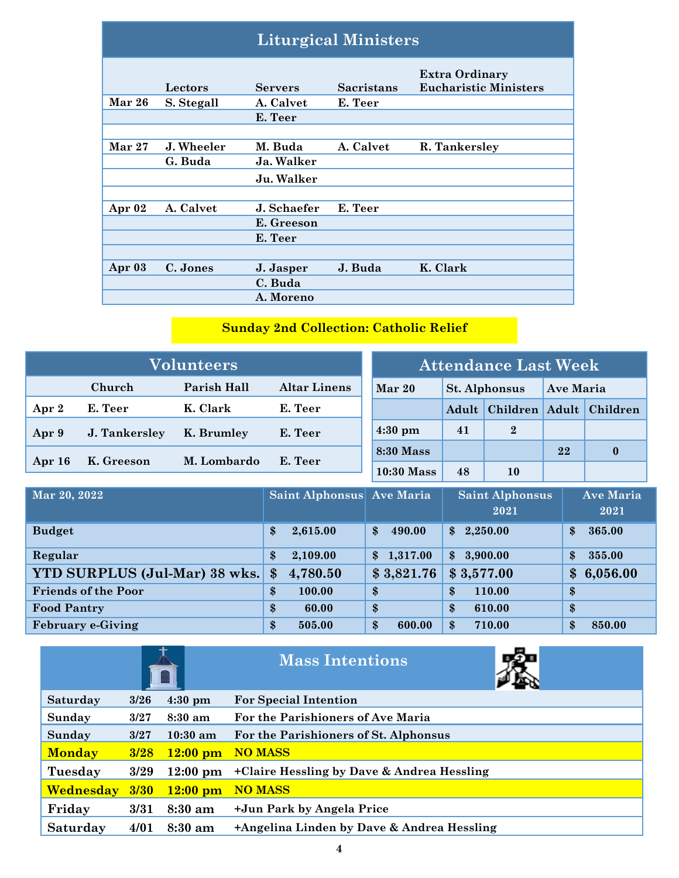## Liturgical Ministers

| | Lectors | Servers | Sacristans | Extra Ordinary Eucharistic Ministers |
|---|---|---|---|---|
| Mar 26 | S. Stegall | A. Calvet | E. Teer | |
| | | E. Teer | | |
| | | | | |
| Mar 27 | J. Wheeler | M. Buda | A. Calvet | R. Tankersley |
| | G. Buda | Ja. Walker | | |
| | | Ju. Walker | | |
| | | | | |
| Apr 02 | A. Calvet | J. Schaefer | E. Teer | |
| | | E. Greeson | | |
| | | E. Teer | | |
| | | | | |
| Apr 03 | C. Jones | J. Jasper | J. Buda | K. Clark |
| | | C. Buda | | |
| | | A. Moreno | | |

**Sunday 2nd Collection: Catholic Relief**

## Volunteers

| | Church | Parish Hall | Altar Linens |
|---|---|---|---|
| Apr 2 | E. Teer | K. Clark | E. Teer |
| Apr 9 | J. Tankersley | K. Brumley | E. Teer |
| Apr 16 | K. Greeson | M. Lombardo | E. Teer |

## Attendance Last Week

| Mar 20 | St. Alphonsus | | Ave Maria | |
|---|---|---|---|---|
| | Adult | Children | Adult | Children |
| 4:30 pm | 41 | 2 | | |
| 8:30 Mass | | | 22 | 0 |
| 10:30 Mass | 48 | 10 | | |

| Mar 20, 2022 | Saint Alphonsus | Ave Maria | Saint Alphonsus 2021 | Ave Maria 2021 |
|---|---|---|---|---|
| Budget | $ 2,615.00 | $ 490.00 | $ 2,250.00 | $ 365.00 |
| Regular | $ 2,109.00 | $ 1,317.00 | $ 3,900.00 | $ 355.00 |
| **YTD SURPLUS (Jul-Mar) 38 wks.** | **$ 4,780.50** | **$ 3,821.76** | **$ 3,577.00** | **$ 6,056.00** |
| Friends of the Poor | $ 100.00 | $ | $ 110.00 | $ |
| Food Pantry | $ 60.00 | $ | $ 610.00 | $ |
| February e-Giving | $ 505.00 | $ 600.00 | $ 710.00 | $ 850.00 |

## Mass Intentions

| | | | |
|---|---|---|---|
| Saturday | 3/26 | 4:30 pm | For Special Intention |
| Sunday | 3/27 | 8:30 am | For the Parishioners of Ave Maria |
| Sunday | 3/27 | 10:30 am | For the Parishioners of St. Alphonsus |
| Monday | 3/28 | 12:00 pm | NO MASS |
| Tuesday | 3/29 | 12:00 pm | +Claire Hessling by Dave & Andrea Hessling |
| Wednesday | 3/30 | 12:00 pm | NO MASS |
| Friday | 3/31 | 8:30 am | +Jun Park by Angela Price |
| Saturday | 4/01 | 8:30 am | +Angelina Linden by Dave & Andrea Hessling |